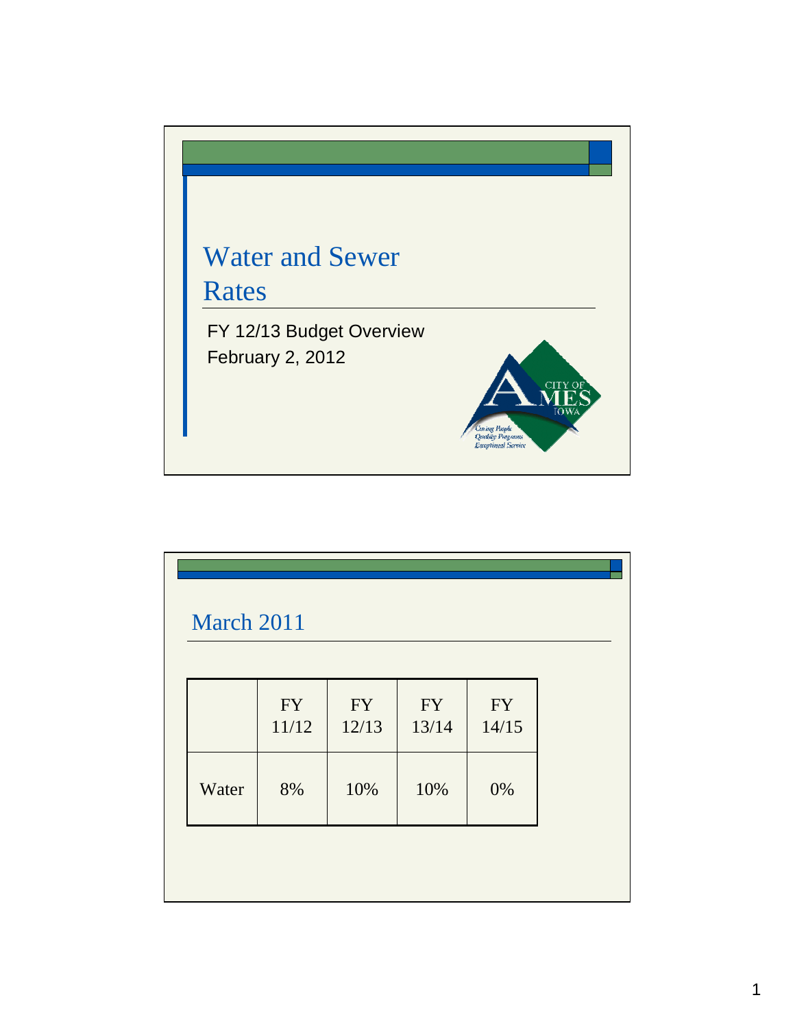# Water and Sewer Rates

FY 12/13 Budget Overview
February 2, 2012

## March 2011

| | FY 11/12 | FY 12/13 | FY 13/14 | FY 14/15 |
|---|---|---|---|---|
| Water | 8% | 10% | 10% | 0% |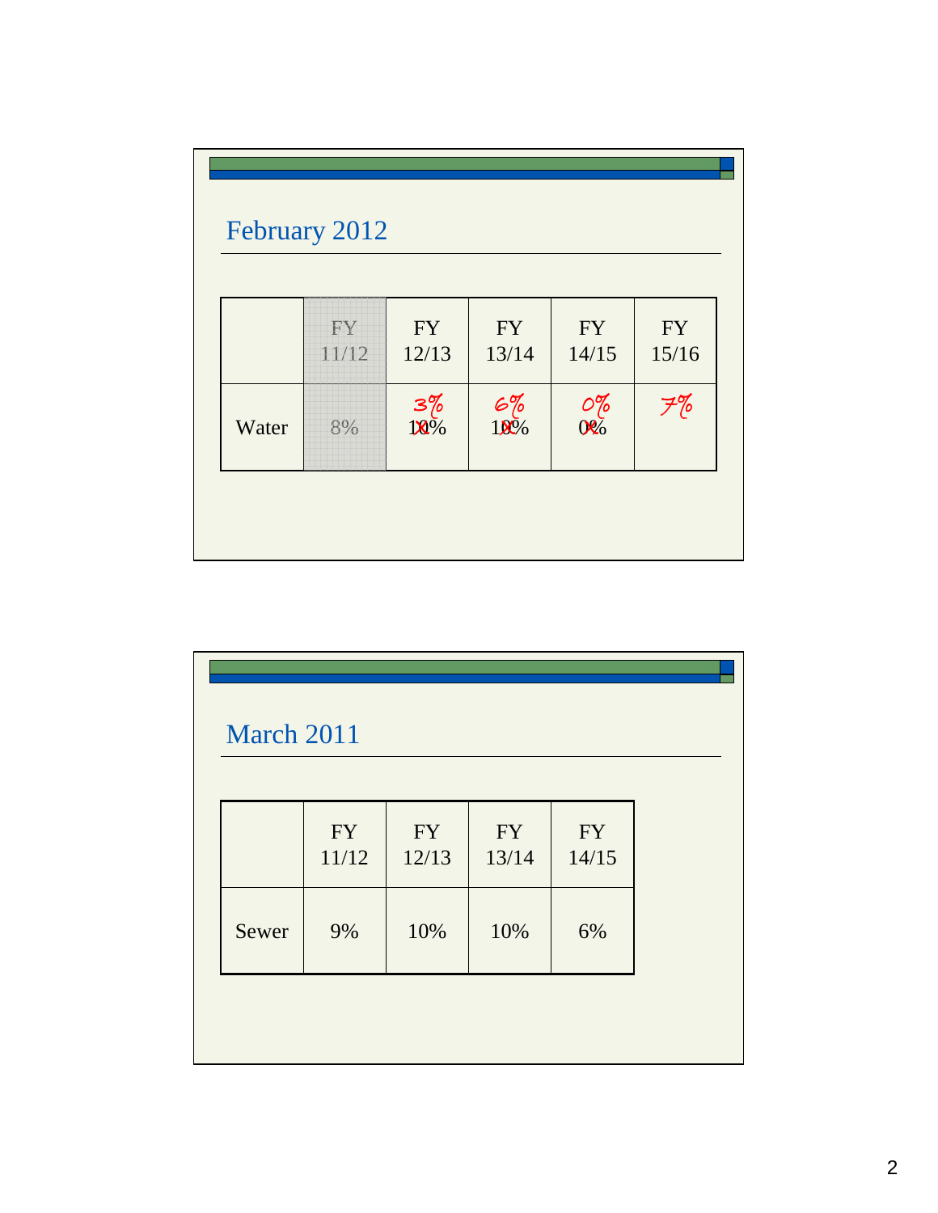## February 2012

| | FY 11/12 | FY 12/13 | FY 13/14 | FY 14/15 | FY 15/16 |
|---|---|---|---|---|---|
| Water | 8% | ~~10%~~ 3% | ~~10%~~ 6% | ~~0%~~ 0% | 7% |

## March 2011

| | FY 11/12 | FY 12/13 | FY 13/14 | FY 14/15 |
|---|---|---|---|---|
| Sewer | 9% | 10% | 10% | 6% |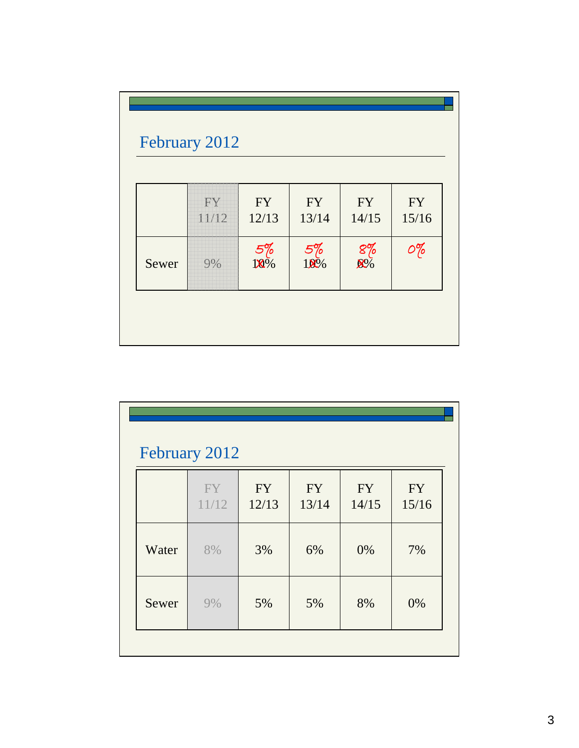## February 2012

| | FY 11/12 | FY 12/13 | FY 13/14 | FY 14/15 | FY 15/16 |
|---|---|---|---|---|---|
| Sewer | 9% | ~~10%~~ 5% | ~~10%~~ 5% | ~~6%~~ 8% | 0% |

## February 2012

| | FY 11/12 | FY 12/13 | FY 13/14 | FY 14/15 | FY 15/16 |
|---|---|---|---|---|---|
| Water | 8% | 3% | 6% | 0% | 7% |
| Sewer | 9% | 5% | 5% | 8% | 0% |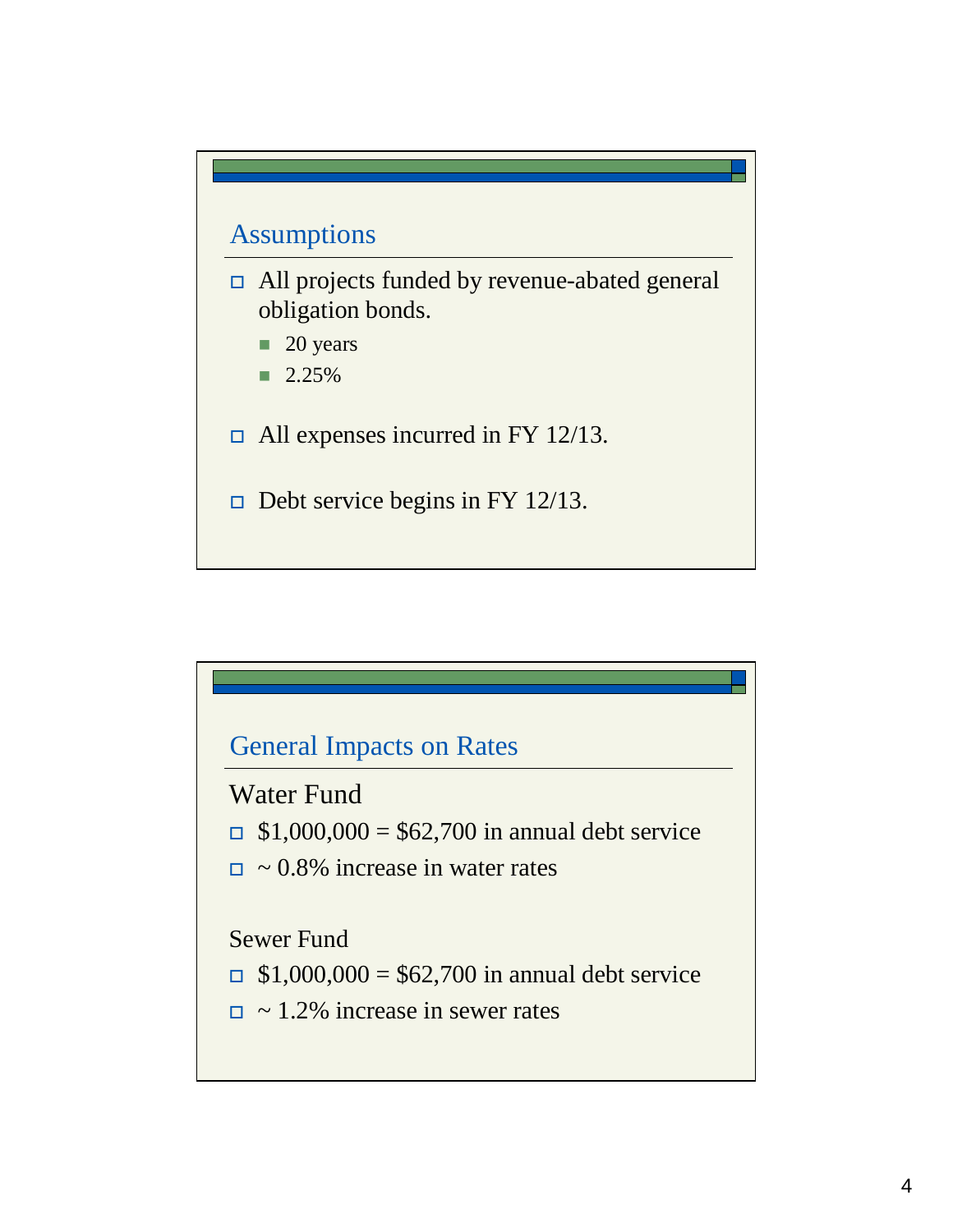## Assumptions

- All projects funded by revenue-abated general obligation bonds.
  - 20 years
  - 2.25%
- All expenses incurred in FY 12/13.
- Debt service begins in FY 12/13.

## General Impacts on Rates

### Water Fund

- $1,000,000 = $62,700 in annual debt service
- ~ 0.8% increase in water rates

### Sewer Fund

- $1,000,000 = $62,700 in annual debt service
- ~ 1.2% increase in sewer rates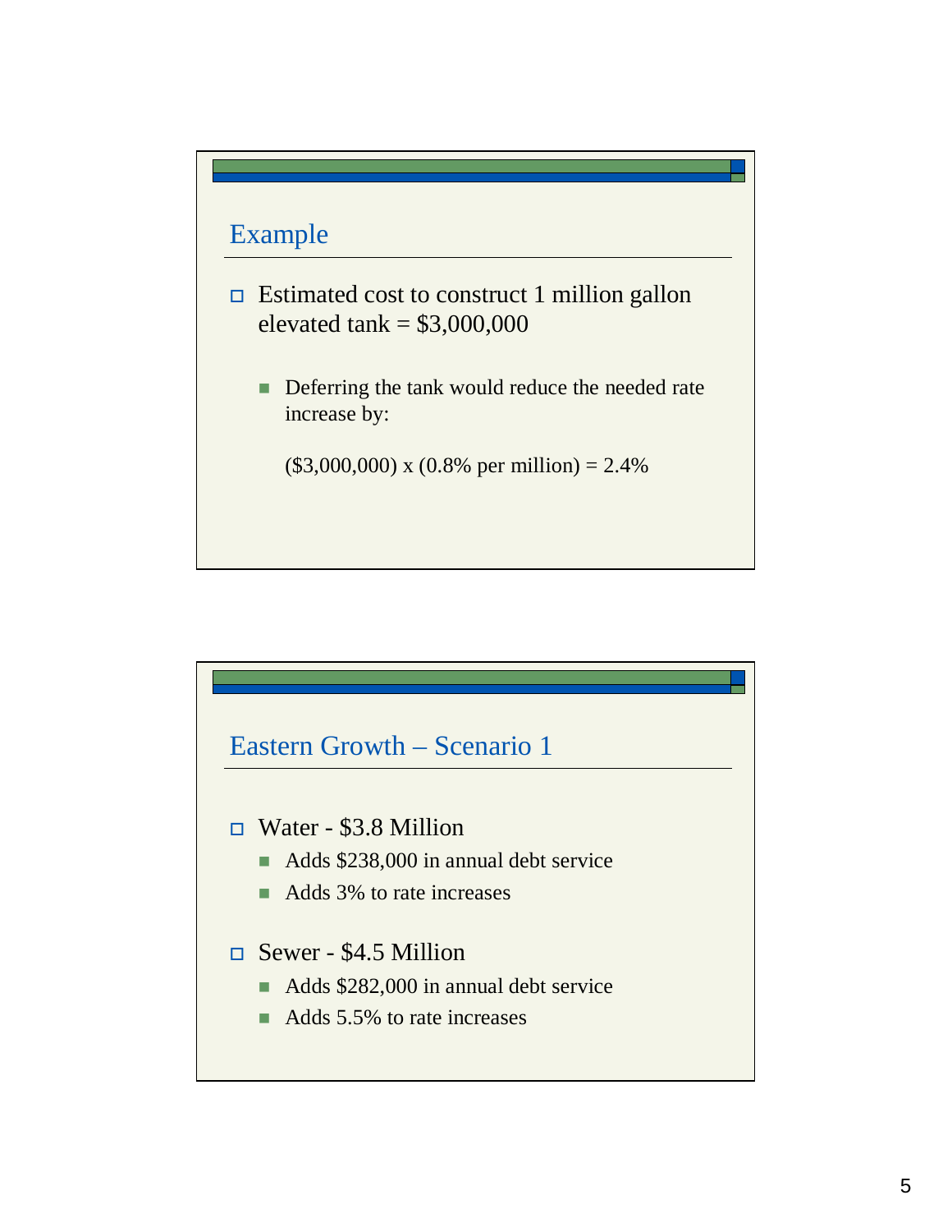## Example

- Estimated cost to construct 1 million gallon elevated tank = $3,000,000
  - Deferring the tank would reduce the needed rate increase by:

    ($3,000,000) x (0.8% per million) = 2.4%

## Eastern Growth – Scenario 1

- Water - $3.8 Million
  - Adds $238,000 in annual debt service
  - Adds 3% to rate increases
- Sewer - $4.5 Million
  - Adds $282,000 in annual debt service
  - Adds 5.5% to rate increases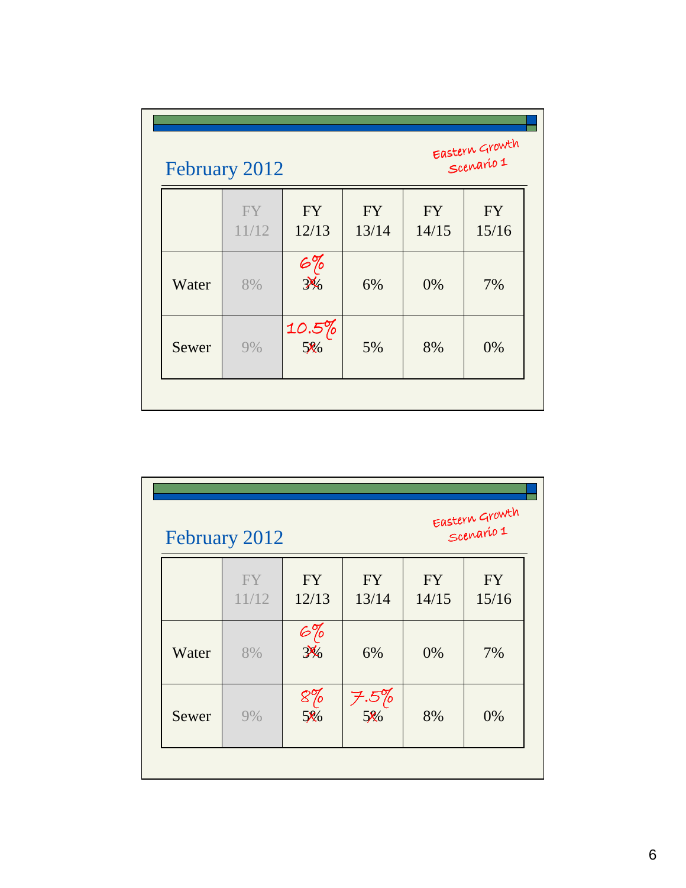## February 2012

*Eastern Growth Scenario 1*

| | FY 11/12 | FY 12/13 | FY 13/14 | FY 14/15 | FY 15/16 |
|---|---|---|---|---|---|
| Water | 8% | ~~3%~~ 6% | 6% | 0% | 7% |
| Sewer | 9% | ~~5%~~ 10.5% | 5% | 8% | 0% |

## February 2012

*Eastern Growth Scenario 1*

| | FY 11/12 | FY 12/13 | FY 13/14 | FY 14/15 | FY 15/16 |
|---|---|---|---|---|---|
| Water | 8% | ~~3%~~ 6% | 6% | 0% | 7% |
| Sewer | 9% | ~~5%~~ 8% | ~~5%~~ 7.5% | 8% | 0% |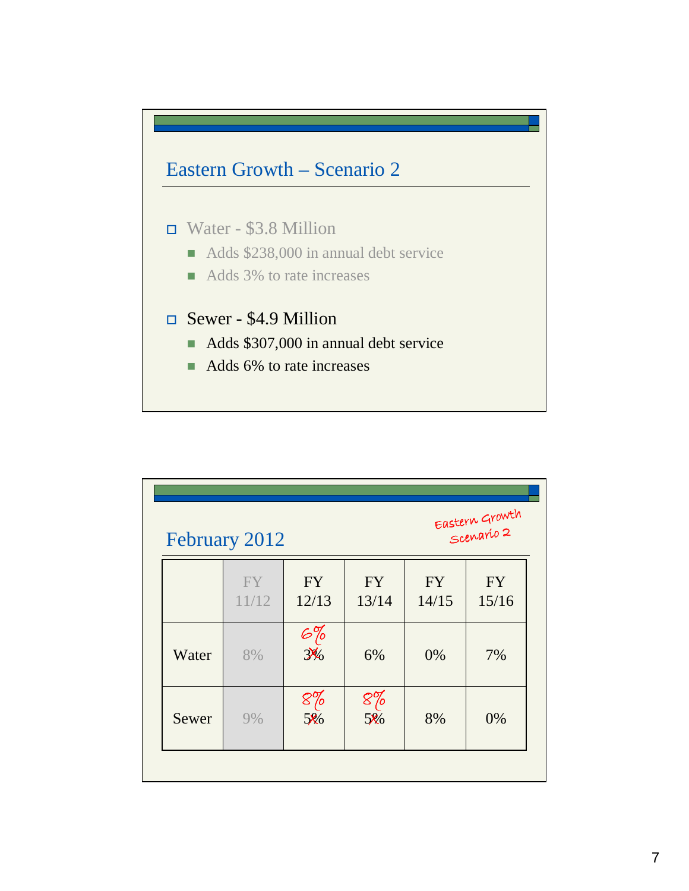## Eastern Growth – Scenario 2

- Water - $3.8 Million
  - Adds $238,000 in annual debt service
  - Adds 3% to rate increases
- Sewer - $4.9 Million
  - Adds $307,000 in annual debt service
  - Adds 6% to rate increases

## February 2012

*Eastern Growth Scenario 2*

| | FY 11/12 | FY 12/13 | FY 13/14 | FY 14/15 | FY 15/16 |
|---|---|---|---|---|---|
| Water | 8% | ~~3%~~ 6% | 6% | 0% | 7% |
| Sewer | 9% | ~~5%~~ 8% | ~~5%~~ 8% | 8% | 0% |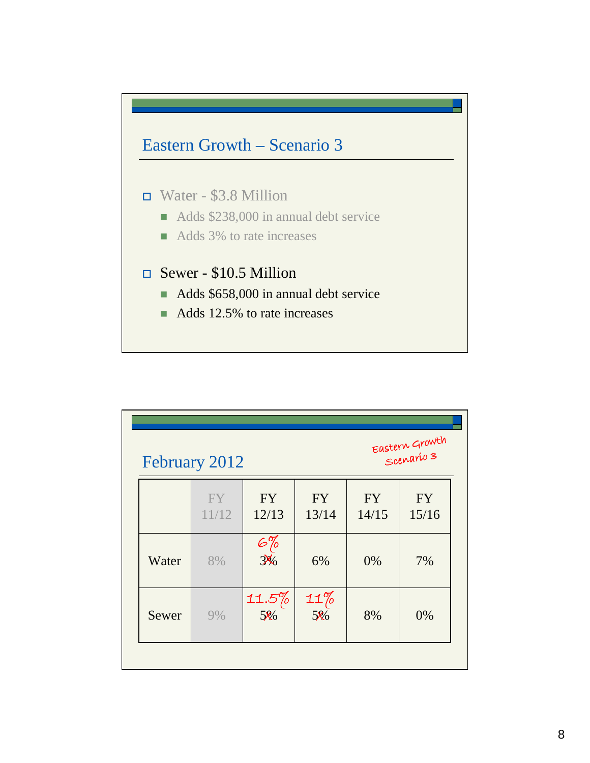## Eastern Growth – Scenario 3

- Water - $3.8 Million
  - Adds $238,000 in annual debt service
  - Adds 3% to rate increases
- Sewer - $10.5 Million
  - Adds $658,000 in annual debt service
  - Adds 12.5% to rate increases

## February 2012

*Eastern Growth Scenario 3*

| | FY 11/12 | FY 12/13 | FY 13/14 | FY 14/15 | FY 15/16 |
|---|---|---|---|---|---|
| Water | 8% | ~~3%~~ 6% | 6% | 0% | 7% |
| Sewer | 9% | ~~5%~~ 11.5% | ~~5%~~ 11% | 8% | 0% |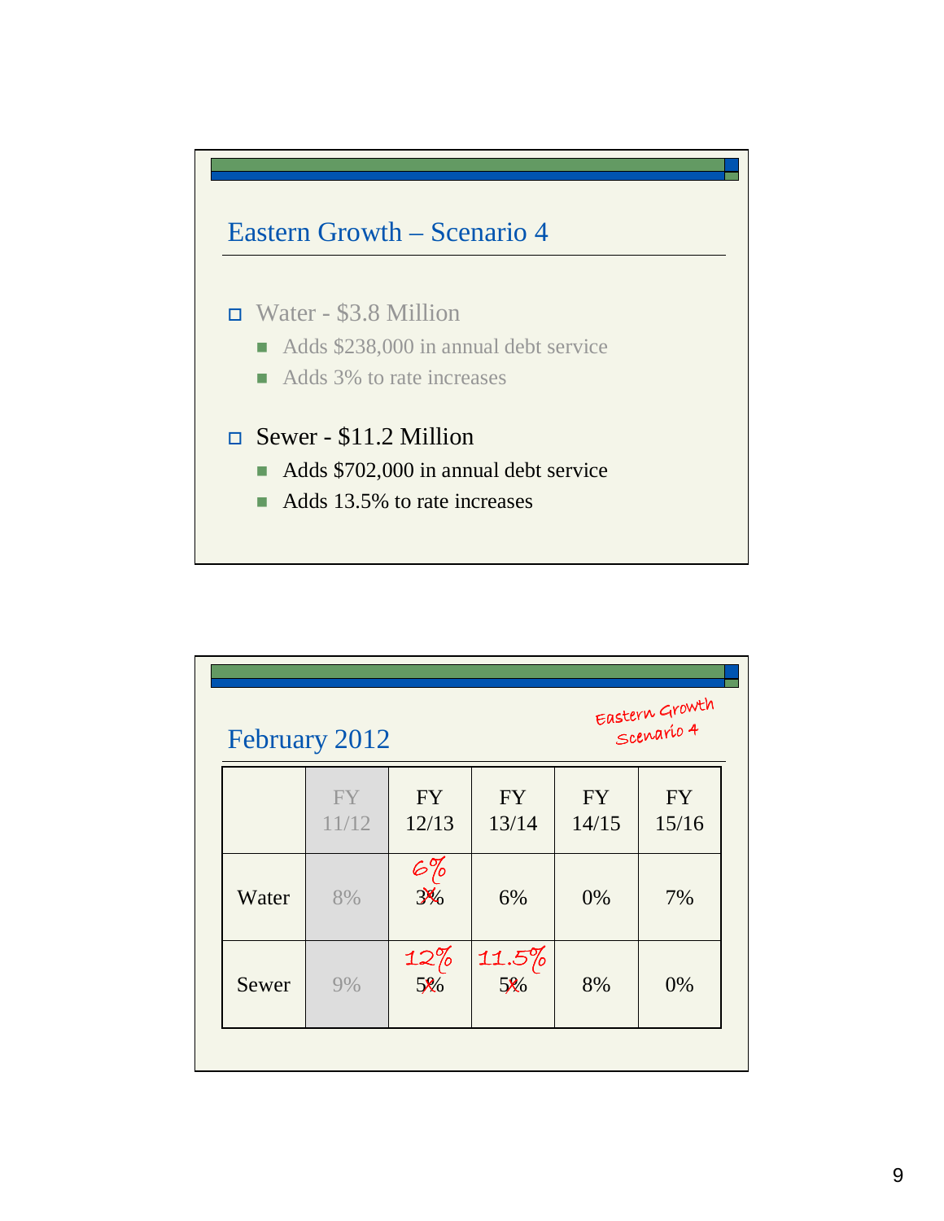## Eastern Growth – Scenario 4

- Water - $3.8 Million
  - Adds $238,000 in annual debt service
  - Adds 3% to rate increases
- Sewer - $11.2 Million
  - Adds $702,000 in annual debt service
  - Adds 13.5% to rate increases

## February 2012

*Eastern Growth Scenario 4*

| | FY 11/12 | FY 12/13 | FY 13/14 | FY 14/15 | FY 15/16 |
|---|---|---|---|---|---|
| Water | 8% | ~~3%~~ 6% | 6% | 0% | 7% |
| Sewer | 9% | ~~5%~~ 12% | ~~5%~~ 11.5% | 8% | 0% |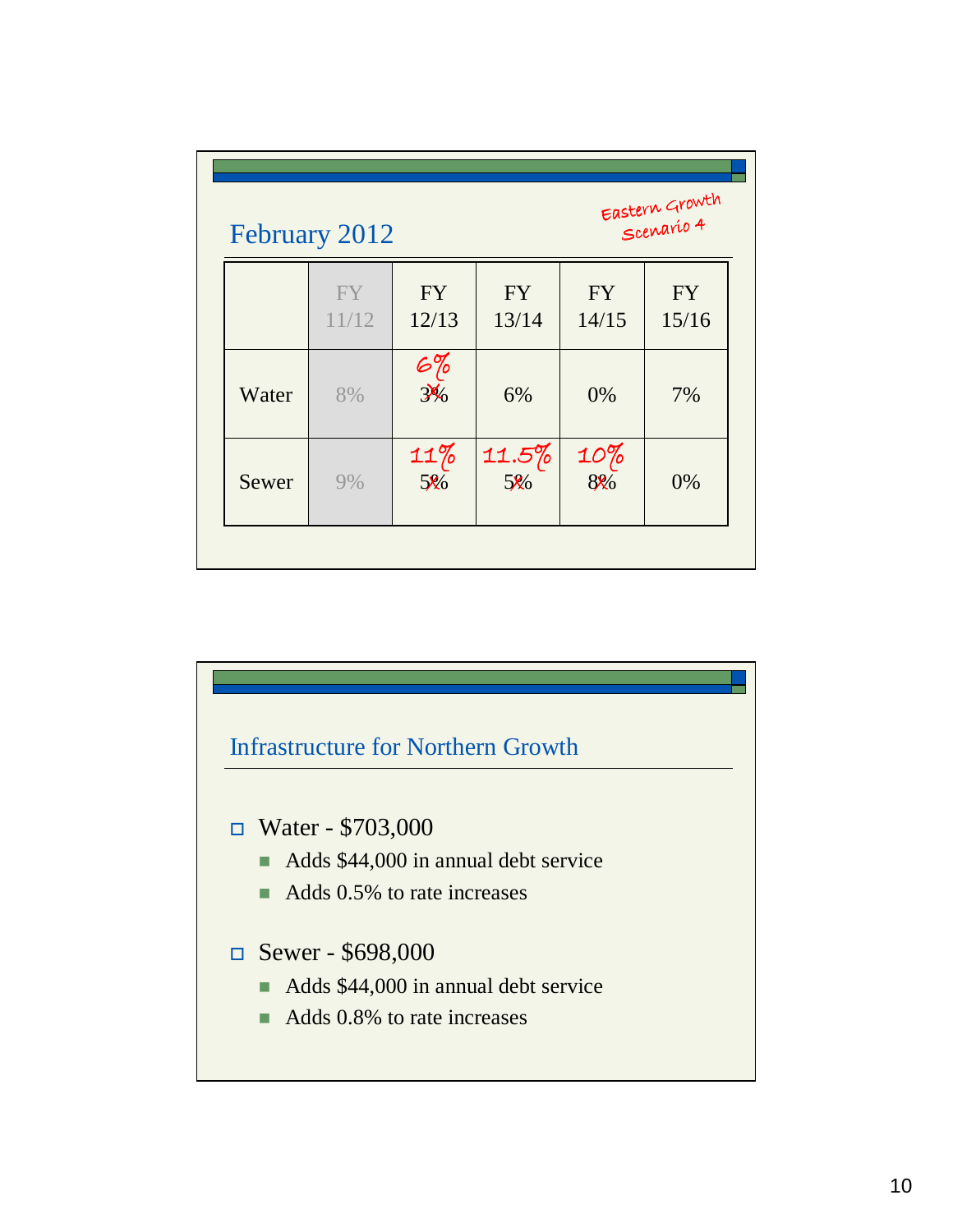## February 2012

*Eastern Growth Scenario 4*

| | FY 11/12 | FY 12/13 | FY 13/14 | FY 14/15 | FY 15/16 |
|---|---|---|---|---|---|
| Water | 8% | ~~3%~~ 6% | 6% | 0% | 7% |
| Sewer | 9% | ~~5%~~ 11% | ~~5%~~ 11.5% | ~~8%~~ 10% | 0% |

## Infrastructure for Northern Growth

- Water - $703,000
  - Adds $44,000 in annual debt service
  - Adds 0.5% to rate increases
- Sewer - $698,000
  - Adds $44,000 in annual debt service
  - Adds 0.8% to rate increases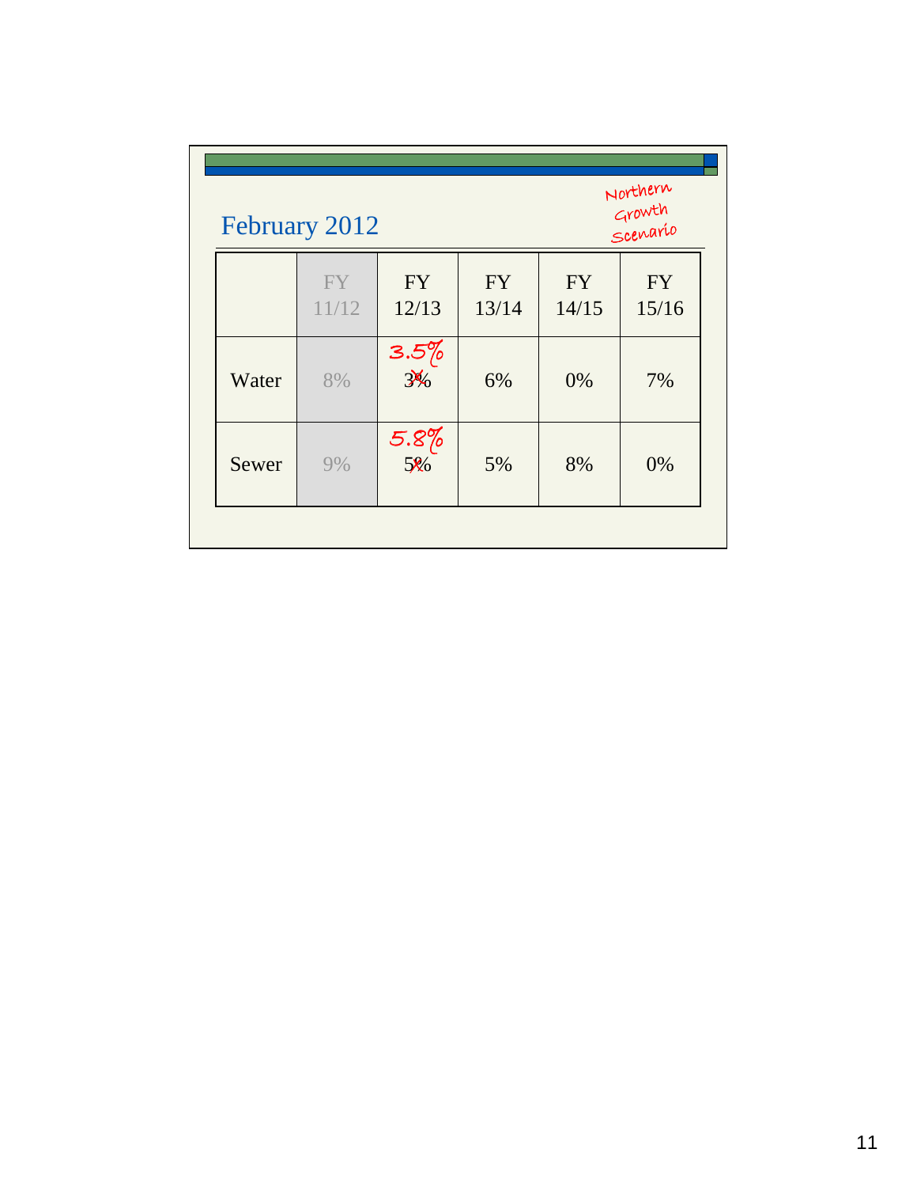## February 2012

Northern Growth Scenario

| | FY 11/12 | FY 12/13 | FY 13/14 | FY 14/15 | FY 15/16 |
|---|---|---|---|---|---|
| Water | 8% | ~~3%~~ 3.5% | 6% | 0% | 7% |
| Sewer | 9% | ~~5%~~ 5.8% | 5% | 8% | 0% |